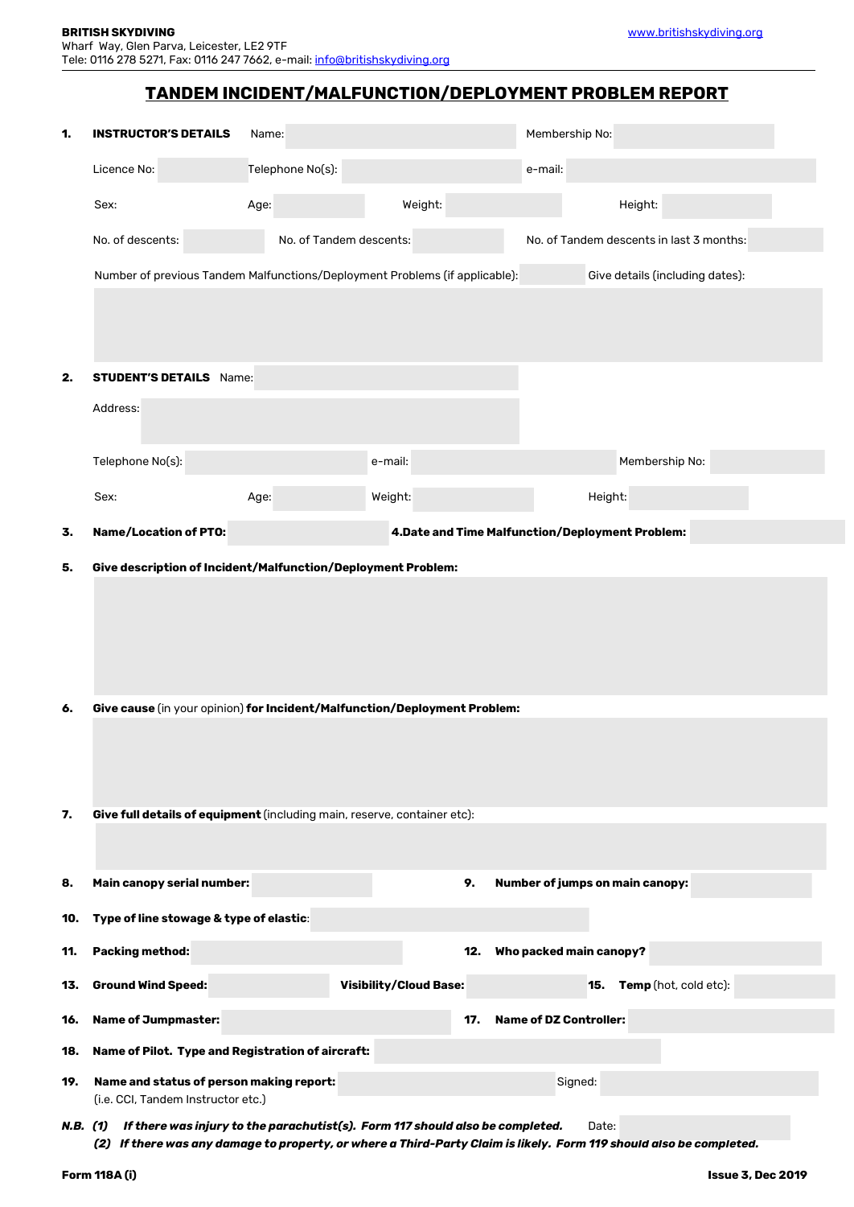**BRITISH SKYDIVING**
Wharf Way, Glen Parva, Leicester, LE2 9TF
Tele: 0116 278 5271, Fax: 0116 247 7662, e-mail: info@britishskydiving.org

www.britishskydiving.org

# TANDEM INCIDENT/MALFUNCTION/DEPLOYMENT PROBLEM REPORT

**1. INSTRUCTOR'S DETAILS** Name: Membership No:

Licence No: Telephone No(s): e-mail:

Sex: Age: Weight: Height:

No. of descents: No. of Tandem descents: No. of Tandem descents in last 3 months:

Number of previous Tandem Malfunctions/Deployment Problems (if applicable): Give details (including dates):

**2. STUDENT'S DETAILS** Name:

Address:

Telephone No(s): e-mail: Membership No:

Sex: Age: Weight: Height:

**3. Name/Location of PTO:** **4. Date and Time Malfunction/Deployment Problem:**

**5. Give description of Incident/Malfunction/Deployment Problem:**

**6. Give cause** (in your opinion) **for Incident/Malfunction/Deployment Problem:**

**7. Give full details of equipment** (including main, reserve, container etc):

**8. Main canopy serial number:** **9. Number of jumps on main canopy:**

**10. Type of line stowage & type of elastic:**

**11. Packing method:** **12. Who packed main canopy?**

**13. Ground Wind Speed:** **Visibility/Cloud Base:** **15. Temp** (hot, cold etc):

**16. Name of Jumpmaster:** **17. Name of DZ Controller:**

**18. Name of Pilot. Type and Registration of aircraft:**

**19. Name and status of person making report:** Signed:
(i.e. CCI, Tandem Instructor etc.)

***N.B. (1) If there was injury to the parachutist(s). Form 117 should also be completed.*** Date:
***(2) If there was any damage to property, or where a Third-Party Claim is likely. Form 119 should also be completed.***

**Form 118A (i)** **Issue 3, Dec 2019**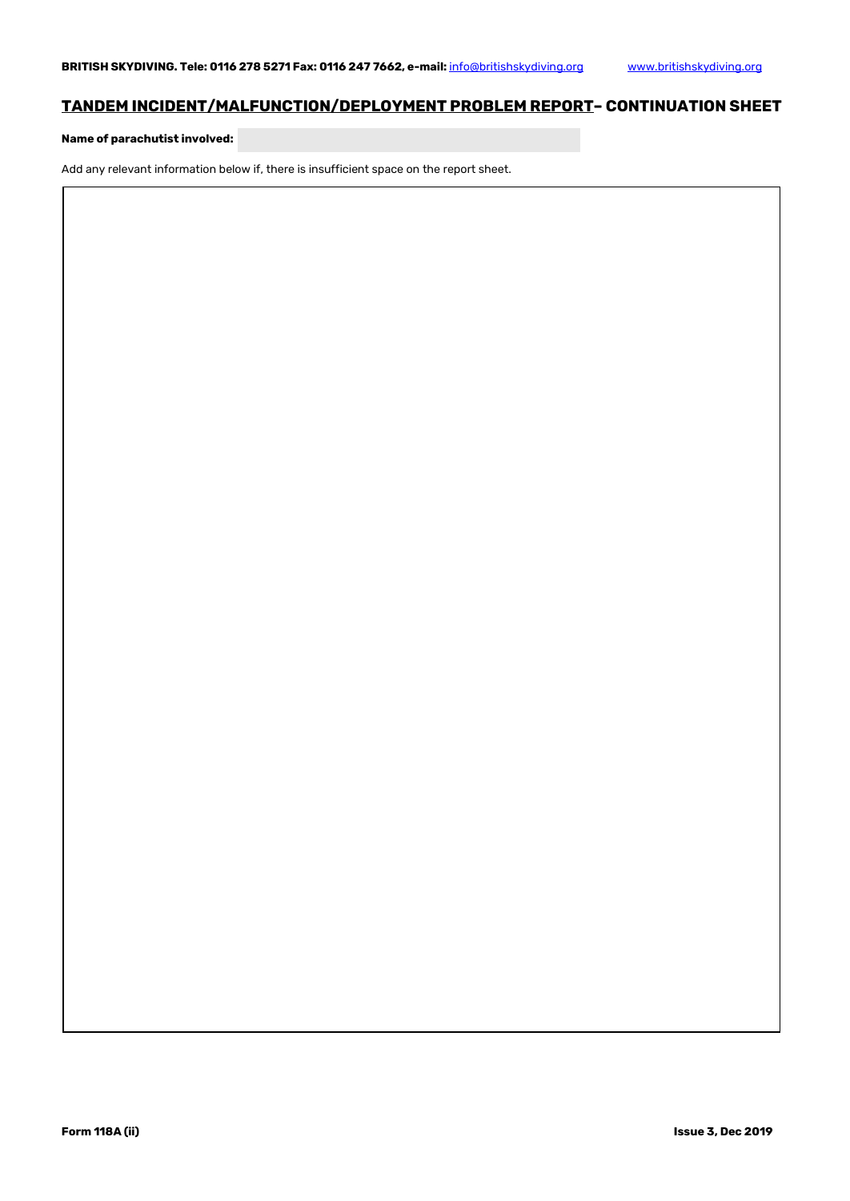**BRITISH SKYDIVING. Tele: 0116 278 5271 Fax: 0116 247 7662, e-mail:** info@britishskydiving.org www.britishskydiving.org

## TANDEM INCIDENT/MALFUNCTION/DEPLOYMENT PROBLEM REPORT– CONTINUATION SHEET

**Name of parachutist involved:**

Add any relevant information below if, there is insufficient space on the report sheet.

**Form 118A (ii)** **Issue 3, Dec 2019**